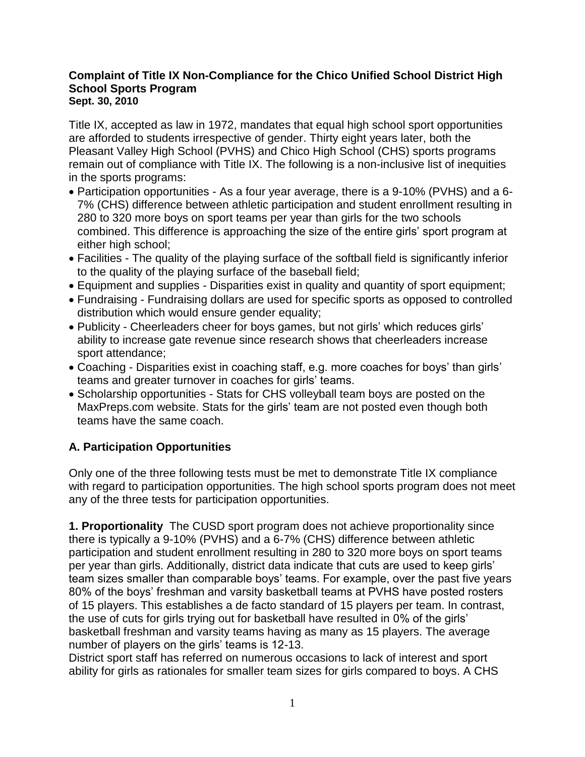# Complaint of Title IX Non-Compliance for the Chico Unified School District High School Sports Program

**Sept. 30, 2010**

Title IX, accepted as law in 1972, mandates that equal high school sport opportunities are afforded to students irrespective of gender. Thirty eight years later, both the Pleasant Valley High School (PVHS) and Chico High School (CHS) sports programs remain out of compliance with Title IX. The following is a non-inclusive list of inequities in the sports programs:

- Participation opportunities - As a four year average, there is a 9-10% (PVHS) and a 6-7% (CHS) difference between athletic participation and student enrollment resulting in 280 to 320 more boys on sport teams per year than girls for the two schools combined. This difference is approaching the size of the entire girls' sport program at either high school;
- Facilities - The quality of the playing surface of the softball field is significantly inferior to the quality of the playing surface of the baseball field;
- Equipment and supplies - Disparities exist in quality and quantity of sport equipment;
- Fundraising - Fundraising dollars are used for specific sports as opposed to controlled distribution which would ensure gender equality;
- Publicity - Cheerleaders cheer for boys games, but not girls' which reduces girls' ability to increase gate revenue since research shows that cheerleaders increase sport attendance;
- Coaching - Disparities exist in coaching staff, e.g. more coaches for boys' than girls' teams and greater turnover in coaches for girls' teams.
- Scholarship opportunities - Stats for CHS volleyball team boys are posted on the MaxPreps.com website. Stats for the girls' team are not posted even though both teams have the same coach.

## A. Participation Opportunities

Only one of the three following tests must be met to demonstrate Title IX compliance with regard to participation opportunities. The high school sports program does not meet any of the three tests for participation opportunities.

**1. Proportionality** The CUSD sport program does not achieve proportionality since there is typically a 9-10% (PVHS) and a 6-7% (CHS) difference between athletic participation and student enrollment resulting in 280 to 320 more boys on sport teams per year than girls. Additionally, district data indicate that cuts are used to keep girls' team sizes smaller than comparable boys' teams. For example, over the past five years 80% of the boys' freshman and varsity basketball teams at PVHS have posted rosters of 15 players. This establishes a de facto standard of 15 players per team. In contrast, the use of cuts for girls trying out for basketball have resulted in 0% of the girls' basketball freshman and varsity teams having as many as 15 players. The average number of players on the girls' teams is 12-13.

District sport staff has referred on numerous occasions to lack of interest and sport ability for girls as rationales for smaller team sizes for girls compared to boys. A CHS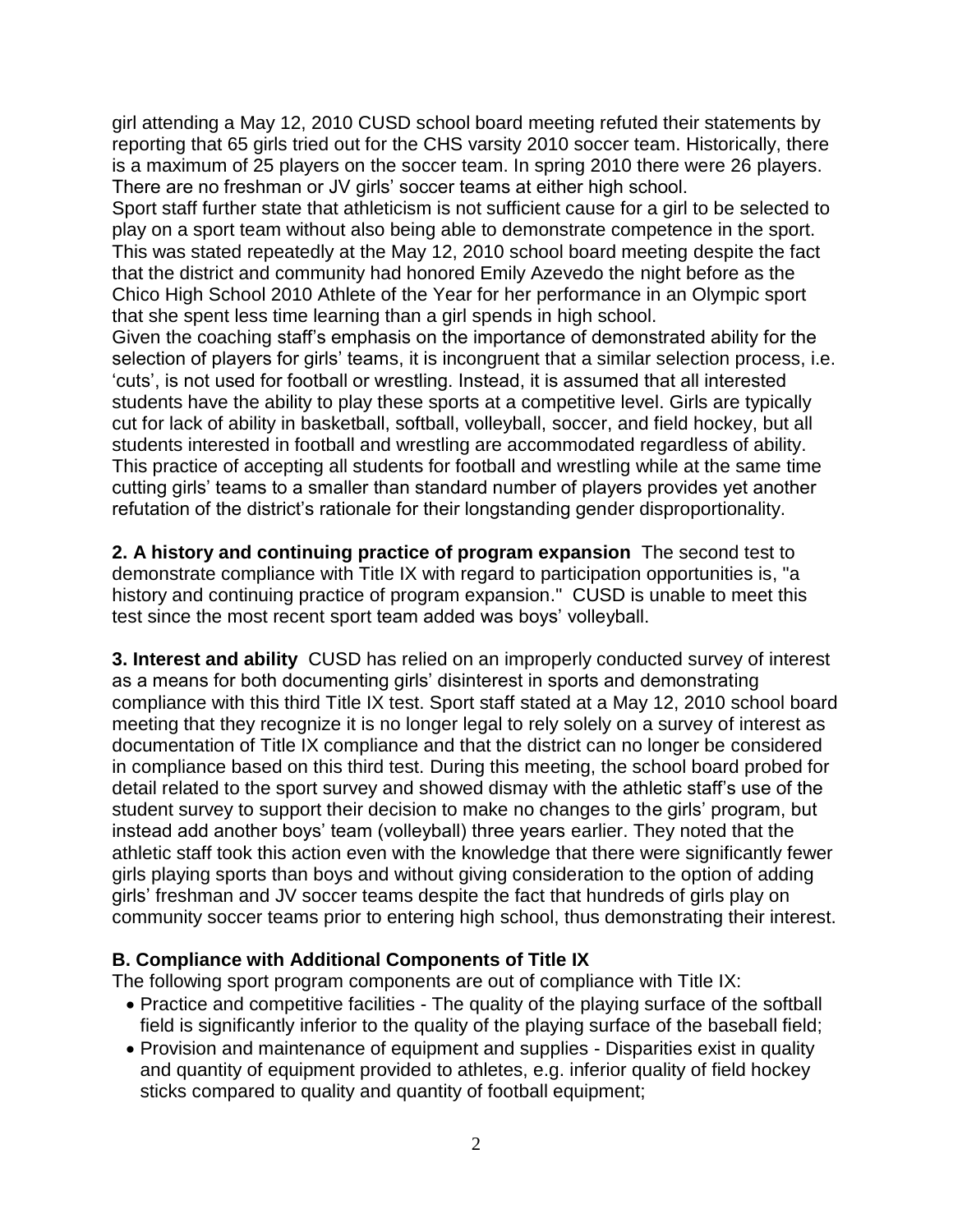girl attending a May 12, 2010 CUSD school board meeting refuted their statements by reporting that 65 girls tried out for the CHS varsity 2010 soccer team. Historically, there is a maximum of 25 players on the soccer team. In spring 2010 there were 26 players. There are no freshman or JV girls' soccer teams at either high school.
Sport staff further state that athleticism is not sufficient cause for a girl to be selected to play on a sport team without also being able to demonstrate competence in the sport. This was stated repeatedly at the May 12, 2010 school board meeting despite the fact that the district and community had honored Emily Azevedo the night before as the Chico High School 2010 Athlete of the Year for her performance in an Olympic sport that she spent less time learning than a girl spends in high school.
Given the coaching staff's emphasis on the importance of demonstrated ability for the selection of players for girls' teams, it is incongruent that a similar selection process, i.e. 'cuts', is not used for football or wrestling. Instead, it is assumed that all interested students have the ability to play these sports at a competitive level. Girls are typically cut for lack of ability in basketball, softball, volleyball, soccer, and field hockey, but all students interested in football and wrestling are accommodated regardless of ability. This practice of accepting all students for football and wrestling while at the same time cutting girls' teams to a smaller than standard number of players provides yet another refutation of the district's rationale for their longstanding gender disproportionality.

**2. A history and continuing practice of program expansion** The second test to demonstrate compliance with Title IX with regard to participation opportunities is, "a history and continuing practice of program expansion." CUSD is unable to meet this test since the most recent sport team added was boys' volleyball.

**3. Interest and ability** CUSD has relied on an improperly conducted survey of interest as a means for both documenting girls' disinterest in sports and demonstrating compliance with this third Title IX test. Sport staff stated at a May 12, 2010 school board meeting that they recognize it is no longer legal to rely solely on a survey of interest as documentation of Title IX compliance and that the district can no longer be considered in compliance based on this third test. During this meeting, the school board probed for detail related to the sport survey and showed dismay with the athletic staff's use of the student survey to support their decision to make no changes to the girls' program, but instead add another boys' team (volleyball) three years earlier. They noted that the athletic staff took this action even with the knowledge that there were significantly fewer girls playing sports than boys and without giving consideration to the option of adding girls' freshman and JV soccer teams despite the fact that hundreds of girls play on community soccer teams prior to entering high school, thus demonstrating their interest.

**B. Compliance with Additional Components of Title IX**

The following sport program components are out of compliance with Title IX:

- Practice and competitive facilities - The quality of the playing surface of the softball field is significantly inferior to the quality of the playing surface of the baseball field;
- Provision and maintenance of equipment and supplies - Disparities exist in quality and quantity of equipment provided to athletes, e.g. inferior quality of field hockey sticks compared to quality and quantity of football equipment;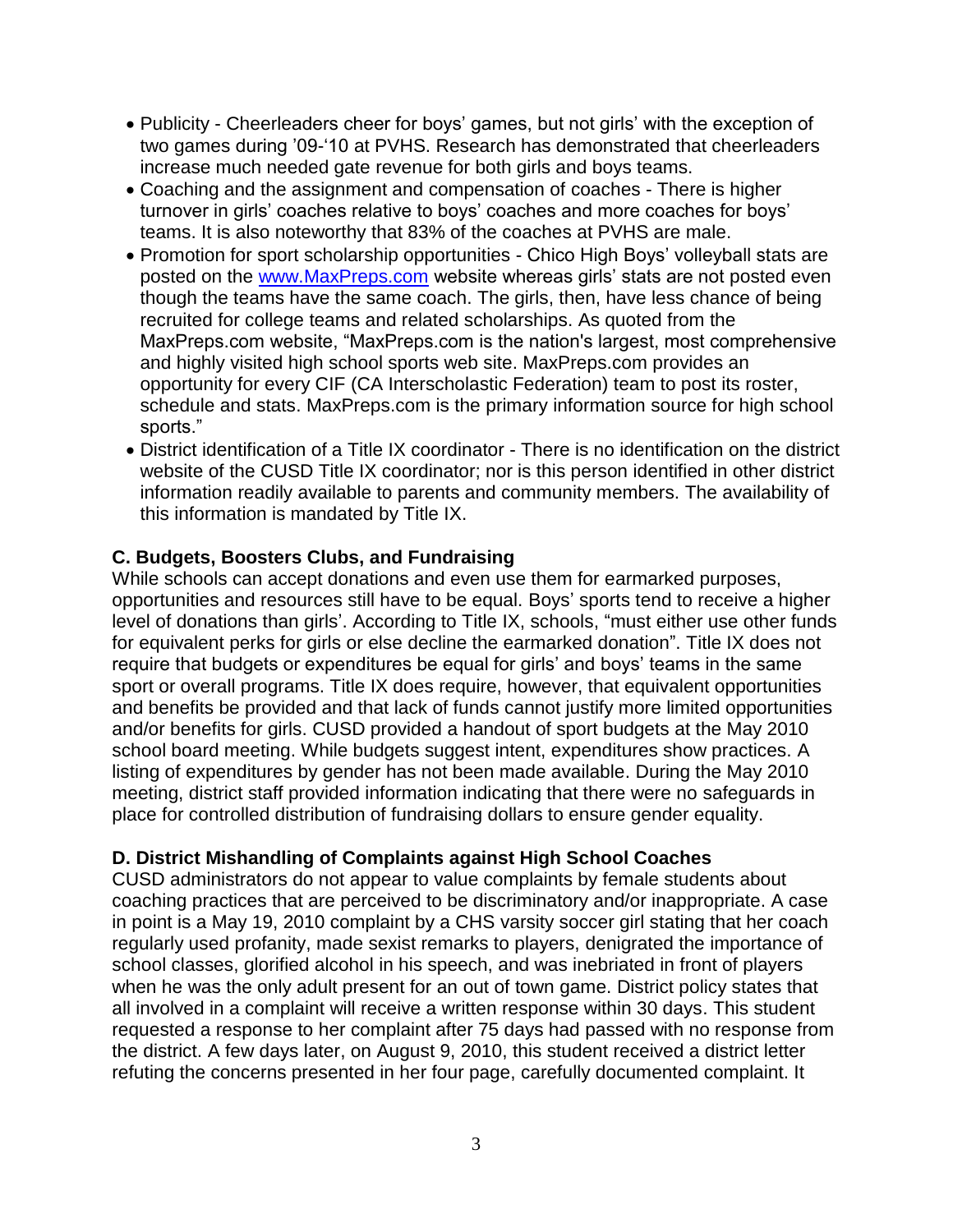- Publicity - Cheerleaders cheer for boys' games, but not girls' with the exception of two games during '09-'10 at PVHS. Research has demonstrated that cheerleaders increase much needed gate revenue for both girls and boys teams.
- Coaching and the assignment and compensation of coaches - There is higher turnover in girls' coaches relative to boys' coaches and more coaches for boys' teams. It is also noteworthy that 83% of the coaches at PVHS are male.
- Promotion for sport scholarship opportunities - Chico High Boys' volleyball stats are posted on the [www.MaxPreps.com](http://www.MaxPreps.com) website whereas girls' stats are not posted even though the teams have the same coach. The girls, then, have less chance of being recruited for college teams and related scholarships. As quoted from the MaxPreps.com website, "MaxPreps.com is the nation's largest, most comprehensive and highly visited high school sports web site. MaxPreps.com provides an opportunity for every CIF (CA Interscholastic Federation) team to post its roster, schedule and stats. MaxPreps.com is the primary information source for high school sports."
- District identification of a Title IX coordinator - There is no identification on the district website of the CUSD Title IX coordinator; nor is this person identified in other district information readily available to parents and community members. The availability of this information is mandated by Title IX.

### C. Budgets, Boosters Clubs, and Fundraising

While schools can accept donations and even use them for earmarked purposes, opportunities and resources still have to be equal. Boys' sports tend to receive a higher level of donations than girls'. According to Title IX, schools, "must either use other funds for equivalent perks for girls or else decline the earmarked donation". Title IX does not require that budgets or expenditures be equal for girls' and boys' teams in the same sport or overall programs. Title IX does require, however, that equivalent opportunities and benefits be provided and that lack of funds cannot justify more limited opportunities and/or benefits for girls. CUSD provided a handout of sport budgets at the May 2010 school board meeting. While budgets suggest intent, expenditures show practices. A listing of expenditures by gender has not been made available. During the May 2010 meeting, district staff provided information indicating that there were no safeguards in place for controlled distribution of fundraising dollars to ensure gender equality.

### D. District Mishandling of Complaints against High School Coaches

CUSD administrators do not appear to value complaints by female students about coaching practices that are perceived to be discriminatory and/or inappropriate. A case in point is a May 19, 2010 complaint by a CHS varsity soccer girl stating that her coach regularly used profanity, made sexist remarks to players, denigrated the importance of school classes, glorified alcohol in his speech, and was inebriated in front of players when he was the only adult present for an out of town game. District policy states that all involved in a complaint will receive a written response within 30 days. This student requested a response to her complaint after 75 days had passed with no response from the district. A few days later, on August 9, 2010, this student received a district letter refuting the concerns presented in her four page, carefully documented complaint. It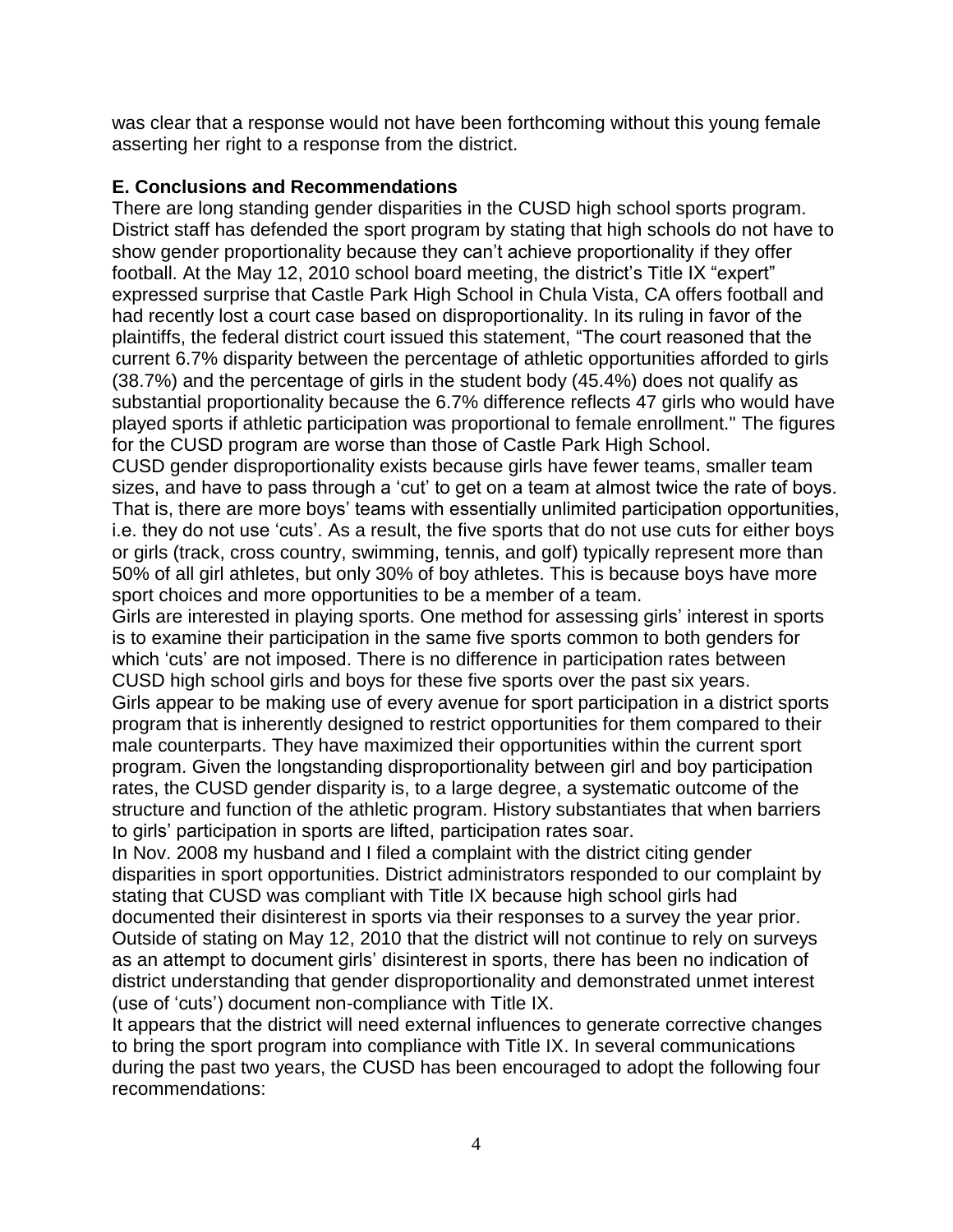was clear that a response would not have been forthcoming without this young female asserting her right to a response from the district.

**E. Conclusions and Recommendations**

There are long standing gender disparities in the CUSD high school sports program. District staff has defended the sport program by stating that high schools do not have to show gender proportionality because they can't achieve proportionality if they offer football. At the May 12, 2010 school board meeting, the district's Title IX "expert" expressed surprise that Castle Park High School in Chula Vista, CA offers football and had recently lost a court case based on disproportionality. In its ruling in favor of the plaintiffs, the federal district court issued this statement, "The court reasoned that the current 6.7% disparity between the percentage of athletic opportunities afforded to girls (38.7%) and the percentage of girls in the student body (45.4%) does not qualify as substantial proportionality because the 6.7% difference reflects 47 girls who would have played sports if athletic participation was proportional to female enrollment." The figures for the CUSD program are worse than those of Castle Park High School.

CUSD gender disproportionality exists because girls have fewer teams, smaller team sizes, and have to pass through a 'cut' to get on a team at almost twice the rate of boys. That is, there are more boys' teams with essentially unlimited participation opportunities, i.e. they do not use 'cuts'. As a result, the five sports that do not use cuts for either boys or girls (track, cross country, swimming, tennis, and golf) typically represent more than 50% of all girl athletes, but only 30% of boy athletes. This is because boys have more sport choices and more opportunities to be a member of a team.

Girls are interested in playing sports. One method for assessing girls' interest in sports is to examine their participation in the same five sports common to both genders for which 'cuts' are not imposed. There is no difference in participation rates between CUSD high school girls and boys for these five sports over the past six years.

Girls appear to be making use of every avenue for sport participation in a district sports program that is inherently designed to restrict opportunities for them compared to their male counterparts. They have maximized their opportunities within the current sport program. Given the longstanding disproportionality between girl and boy participation rates, the CUSD gender disparity is, to a large degree, a systematic outcome of the structure and function of the athletic program. History substantiates that when barriers to girls' participation in sports are lifted, participation rates soar.

In Nov. 2008 my husband and I filed a complaint with the district citing gender disparities in sport opportunities. District administrators responded to our complaint by stating that CUSD was compliant with Title IX because high school girls had documented their disinterest in sports via their responses to a survey the year prior. Outside of stating on May 12, 2010 that the district will not continue to rely on surveys as an attempt to document girls' disinterest in sports, there has been no indication of district understanding that gender disproportionality and demonstrated unmet interest (use of 'cuts') document non-compliance with Title IX.

It appears that the district will need external influences to generate corrective changes to bring the sport program into compliance with Title IX. In several communications during the past two years, the CUSD has been encouraged to adopt the following four recommendations: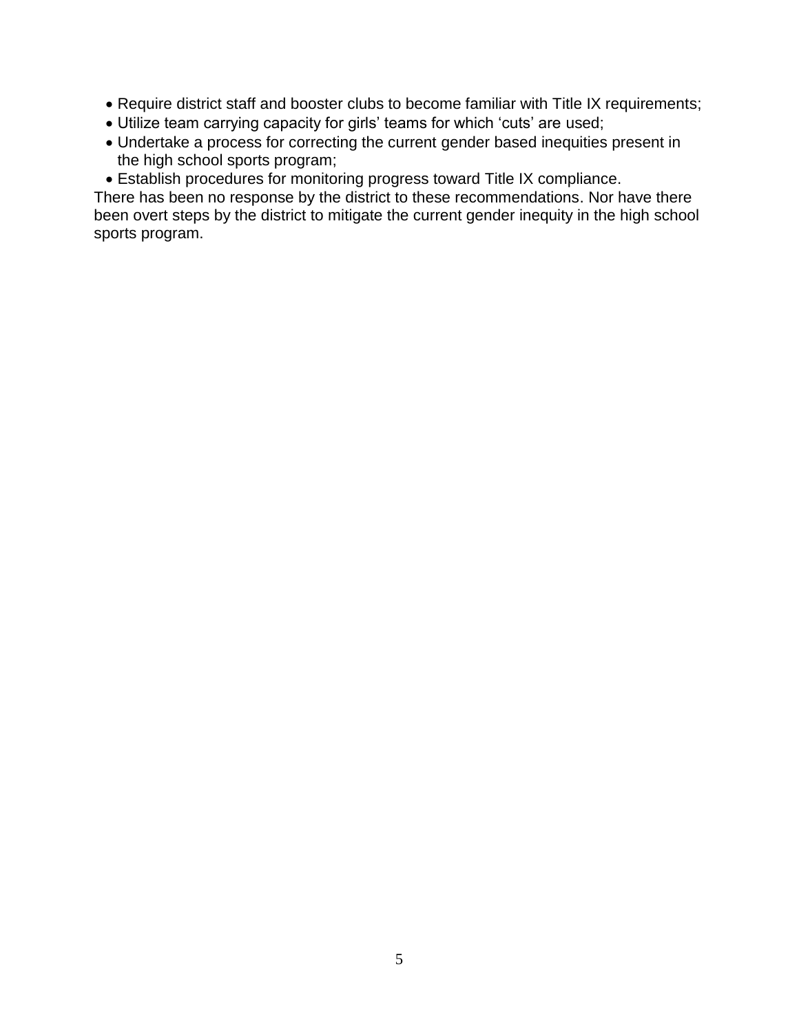- Require district staff and booster clubs to become familiar with Title IX requirements;
- Utilize team carrying capacity for girls' teams for which 'cuts' are used;
- Undertake a process for correcting the current gender based inequities present in the high school sports program;
- Establish procedures for monitoring progress toward Title IX compliance.

There has been no response by the district to these recommendations. Nor have there been overt steps by the district to mitigate the current gender inequity in the high school sports program.